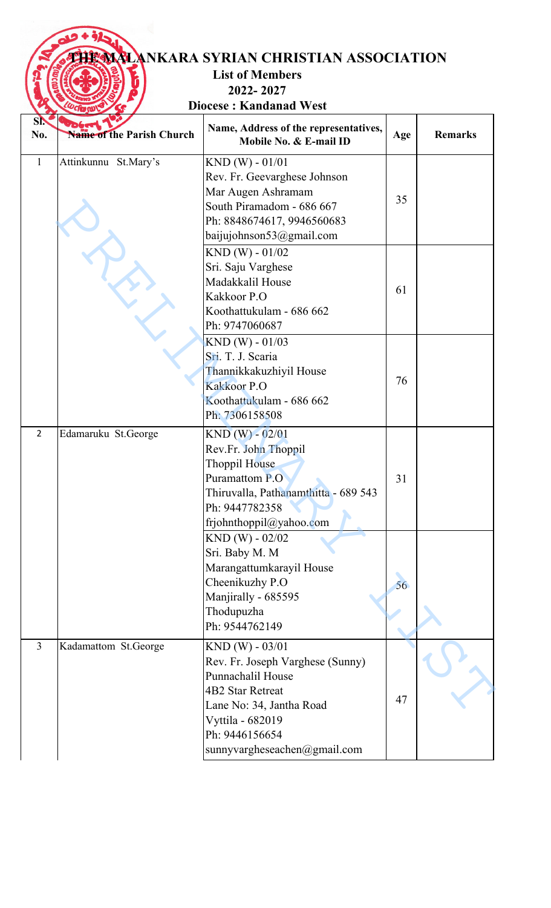# THE MALANKARA SYRIAN CHRISTIAN ASSOCIATION

## List of Members

## 2022- 2027

## Diocese : Kandanad West

| Sl. No. | Name of the Parish Church | Name, Address of the representatives, Mobile No. & E-mail ID | Age | Remarks |
|---|---|---|---|---|
| 1 | Attinkunnu St.Mary's | KND (W) - 01/01<br>Rev. Fr. Geevarghese Johnson<br>Mar Augen Ashramam<br>South Piramadom - 686 667<br>Ph: 8848674617, 9946560683<br>baijujohnson53@gmail.com | 35 | |
| | | KND (W) - 01/02<br>Sri. Saju Varghese<br>Madakkalil House<br>Kakkoor P.O<br>Koothattukulam - 686 662<br>Ph: 9747060687 | 61 | |
| | | KND (W) - 01/03<br>Sri. T. J. Scaria<br>Thannikkakuzhiyil House<br>Kakkoor P.O<br>Koothattukulam - 686 662<br>Ph: 7306158508 | 76 | |
| 2 | Edamaruku St.George | KND (W) - 02/01<br>Rev.Fr. John Thoppil<br>Thoppil House<br>Puramattom P.O<br>Thiruvalla, Pathanamthitta - 689 543<br>Ph: 9447782358<br>frjohnthoppil@yahoo.com | 31 | |
| | | KND (W) - 02/02<br>Sri. Baby M. M<br>Marangattumkarayil House<br>Cheenikuzhy P.O<br>Manjirally - 685595<br>Thodupuzha<br>Ph: 9544762149 | 56 | |
| 3 | Kadamattom St.George | KND (W) - 03/01<br>Rev. Fr. Joseph Varghese (Sunny)<br>Punnachalil House<br>4B2 Star Retreat<br>Lane No: 34, Jantha Road<br>Vyttila - 682019<br>Ph: 9446156654<br>sunnyvargheseachen@gmail.com | 47 | |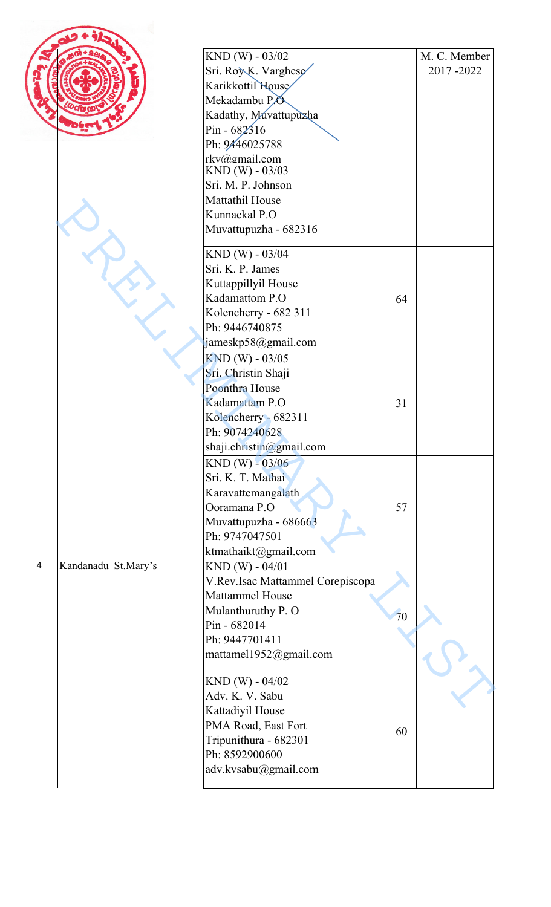| | | | | |
|---|---|---|---|---|
| | | KND (W) - 03/02<br>Sri. Roy K. Varghese<br>Karikkottil House<br>Mekadambu P.O<br>Kadathy, Muvattupuzha<br>Pin - 682316<br>Ph: 9446025788<br>rkv@gmail.com | | M. C. Member<br>2017 -2022 |
| | | KND (W) - 03/03<br>Sri. M. P. Johnson<br>Mattathil House<br>Kunnackal P.O<br>Muvattupuzha - 682316 | | |
| | | KND (W) - 03/04<br>Sri. K. P. James<br>Kuttappillyil House<br>Kadamattom P.O<br>Kolencherry - 682 311<br>Ph: 9446740875<br>jameskp58@gmail.com | 64 | |
| | | KND (W) - 03/05<br>Sri. Christin Shaji<br>Poonthra House<br>Kadamattam P.O<br>Kolencherry - 682311<br>Ph: 9074240628<br>shaji.christin@gmail.com | 31 | |
| | | KND (W) - 03/06<br>Sri. K. T. Mathai<br>Karavattemangalath<br>Ooramana P.O<br>Muvattupuzha - 686663<br>Ph: 9747047501<br>ktmathaikt@gmail.com | 57 | |
| 4 | Kandanadu St.Mary's | KND (W) - 04/01<br>V.Rev.Isac Mattammel Corepiscopa<br>Mattammel House<br>Mulanthuruthy P. O<br>Pin - 682014<br>Ph: 9447701411<br>mattamel1952@gmail.com | 70 | |
| | | KND (W) - 04/02<br>Adv. K. V. Sabu<br>Kattadiyil House<br>PMA Road, East Fort<br>Tripunithura - 682301<br>Ph: 8592900600<br>adv.kvsabu@gmail.com | 60 | |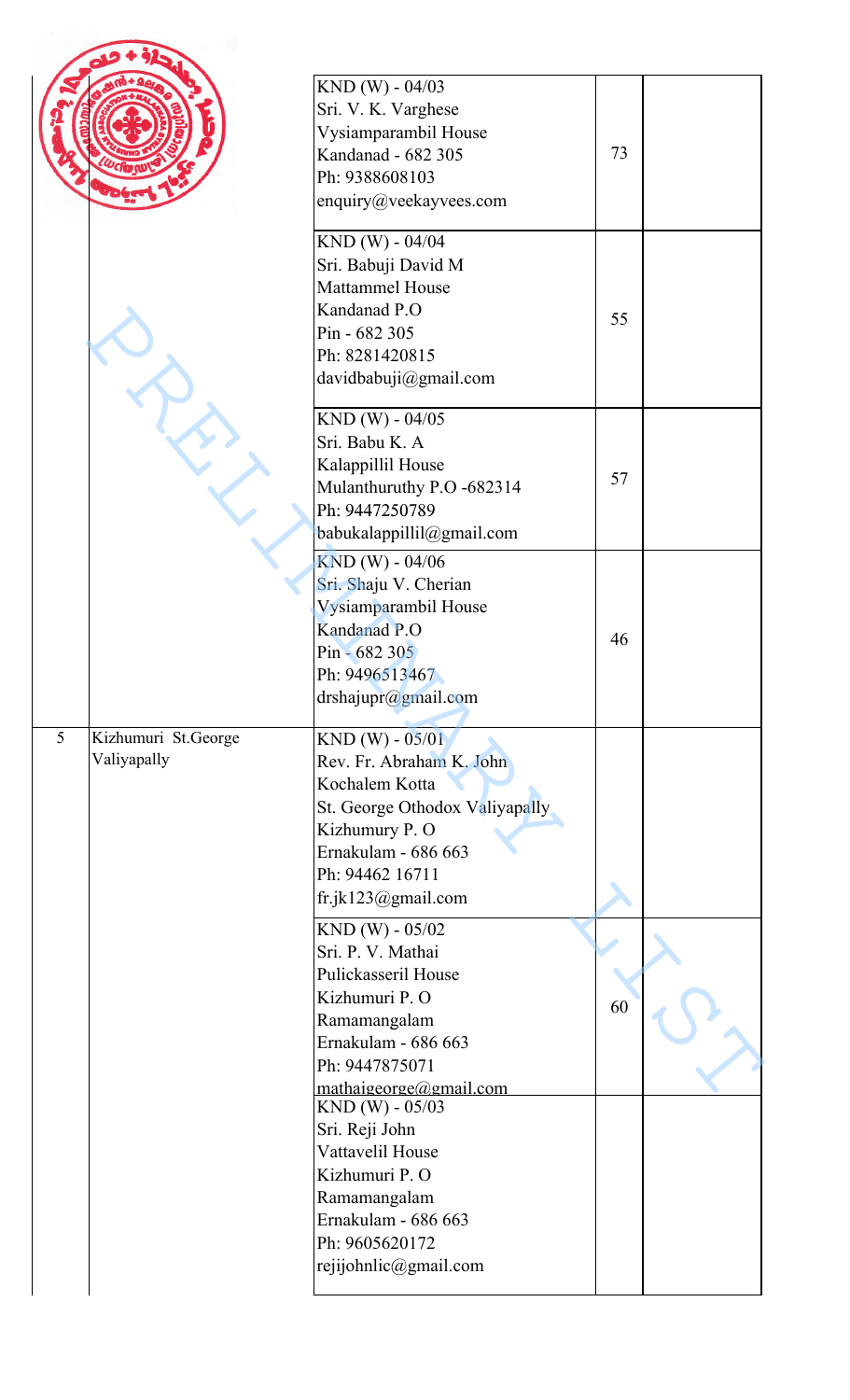| | | | | |
|---|---|---|---|---|
| | | KND (W) - 04/03<br>Sri. V. K. Varghese<br>Vysiamparambil House<br>Kandanad - 682 305<br>Ph: 9388608103<br>enquiry@veekayvees.com | 73 | |
| | | KND (W) - 04/04<br>Sri. Babuji David M<br>Mattammel House<br>Kandanad P.O<br>Pin - 682 305<br>Ph: 8281420815<br>davidbabuji@gmail.com | 55 | |
| | | KND (W) - 04/05<br>Sri. Babu K. A<br>Kalappillil House<br>Mulanthuruthy P.O -682314<br>Ph: 9447250789<br>babukalappillil@gmail.com | 57 | |
| | | KND (W) - 04/06<br>Sri. Shaju V. Cherian<br>Vysiamparambil House<br>Kandanad P.O<br>Pin - 682 305<br>Ph: 9496513467<br>drshajupr@gmail.com | 46 | |
| 5 | Kizhumuri St.George Valiyapally | KND (W) - 05/01<br>Rev. Fr. Abraham K. John<br>Kochalem Kotta<br>St. George Othodox Valiyapally<br>Kizhumury P. O<br>Ernakulam - 686 663<br>Ph: 94462 16711<br>fr.jk123@gmail.com | | |
| | | KND (W) - 05/02<br>Sri. P. V. Mathai<br>Pulickasseril House<br>Kizhumuri P. O<br>Ramamangalam<br>Ernakulam - 686 663<br>Ph: 9447875071<br>mathaigeorge@gmail.com | 60 | |
| | | KND (W) - 05/03<br>Sri. Reji John<br>Vattavelil House<br>Kizhumuri P. O<br>Ramamangalam<br>Ernakulam - 686 663<br>Ph: 9605620172<br>rejijohnlic@gmail.com | | |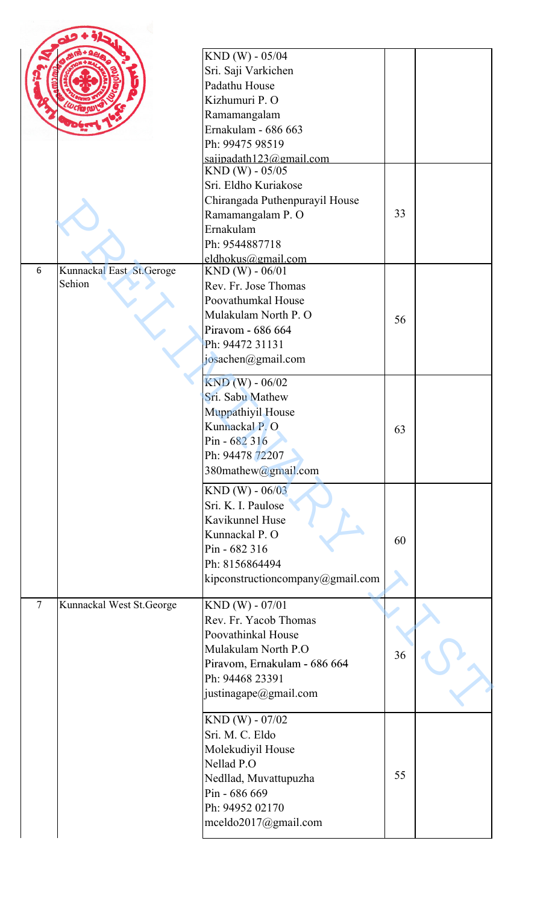|   |   |   |   |   |
|---|---|---|---|---|
|   |   | KND (W) - 05/04<br>Sri. Saji Varkichen<br>Padathu House<br>Kizhumuri P. O<br>Ramamangalam<br>Ernakulam - 686 663<br>Ph: 99475 98519<br>sajipadath123@gmail.com |   |   |
|   |   | KND (W) - 05/05<br>Sri. Eldho Kuriakose<br>Chirangada Puthenpurayil House<br>Ramamangalam P. O<br>Ernakulam<br>Ph: 9544887718<br>eldhokus@gmail.com | 33 |   |
| 6 | Kunnackal East St.Geroge Sehion | KND (W) - 06/01<br>Rev. Fr. Jose Thomas<br>Poovathumkal House<br>Mulakulam North P. O<br>Piravom - 686 664<br>Ph: 94472 31131<br>josachen@gmail.com | 56 |   |
|   |   | KND (W) - 06/02<br>Sri. Sabu Mathew<br>Muppathiyil House<br>Kunnackal P. O<br>Pin - 682 316<br>Ph: 94478 72207<br>380mathew@gmail.com | 63 |   |
|   |   | KND (W) - 06/03<br>Sri. K. I. Paulose<br>Kavikunnel Huse<br>Kunnackal P. O<br>Pin - 682 316<br>Ph: 8156864494<br>kipconstructioncompany@gmail.com | 60 |   |
| 7 | Kunnackal West St.George | KND (W) - 07/01<br>Rev. Fr. Yacob Thomas<br>Poovathinkal House<br>Mulakulam North P.O<br>Piravom, Ernakulam - 686 664<br>Ph: 94468 23391<br>justinagape@gmail.com | 36 |   |
|   |   | KND (W) - 07/02<br>Sri. M. C. Eldo<br>Molekudiyil House<br>Nellad P.O<br>Nedllad, Muvattupuzha<br>Pin - 686 669<br>Ph: 94952 02170<br>mceldo2017@gmail.com | 55 |   |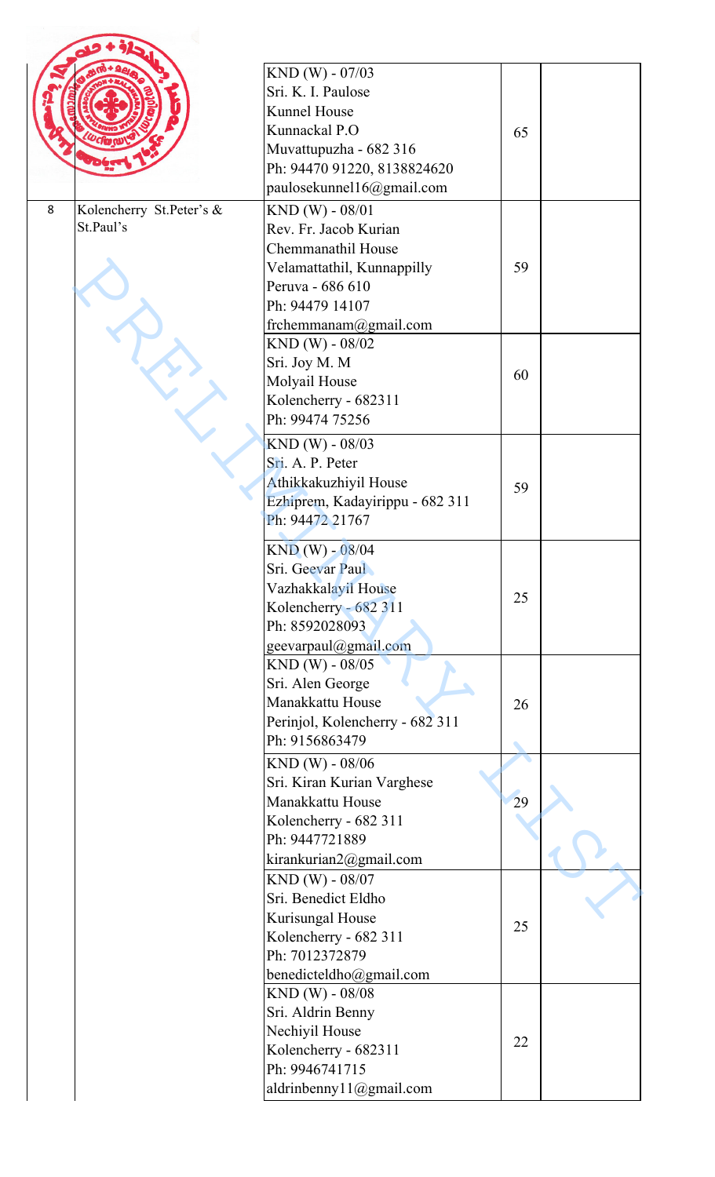| | | | | |
|---|---|---|---|---|
| | | KND (W) - 07/03<br>Sri. K. I. Paulose<br>Kunnel House<br>Kunnackal P.O<br>Muvattupuzha - 682 316<br>Ph: 94470 91220, 8138824620<br>paulosekunnel16@gmail.com | 65 | |
| 8 | Kolencherry St.Peter's & St.Paul's | KND (W) - 08/01<br>Rev. Fr. Jacob Kurian<br>Chemmanathil House<br>Velamattathil, Kunnappilly<br>Peruva - 686 610<br>Ph: 94479 14107<br>frchemmanam@gmail.com | 59 | |
| | | KND (W) - 08/02<br>Sri. Joy M. M<br>Molyail House<br>Kolencherry - 682311<br>Ph: 99474 75256 | 60 | |
| | | KND (W) - 08/03<br>Sri. A. P. Peter<br>Athikkakuzhiyil House<br>Ezhiprem, Kadayirippu - 682 311<br>Ph: 94472 21767 | 59 | |
| | | KND (W) - 08/04<br>Sri. Geevar Paul<br>Vazhakkalayil House<br>Kolencherry - 682 311<br>Ph: 8592028093<br>geevarpaul@gmail.com | 25 | |
| | | KND (W) - 08/05<br>Sri. Alen George<br>Manakkattu House<br>Perinjol, Kolencherry - 682 311<br>Ph: 9156863479 | 26 | |
| | | KND (W) - 08/06<br>Sri. Kiran Kurian Varghese<br>Manakkattu House<br>Kolencherry - 682 311<br>Ph: 9447721889<br>kirankurian2@gmail.com | 29 | |
| | | KND (W) - 08/07<br>Sri. Benedict Eldho<br>Kurisungal House<br>Kolencherry - 682 311<br>Ph: 7012372879<br>benedicteldho@gmail.com | 25 | |
| | | KND (W) - 08/08<br>Sri. Aldrin Benny<br>Nechiyil House<br>Kolencherry - 682311<br>Ph: 9946741715<br>aldrinbenny11@gmail.com | 22 | |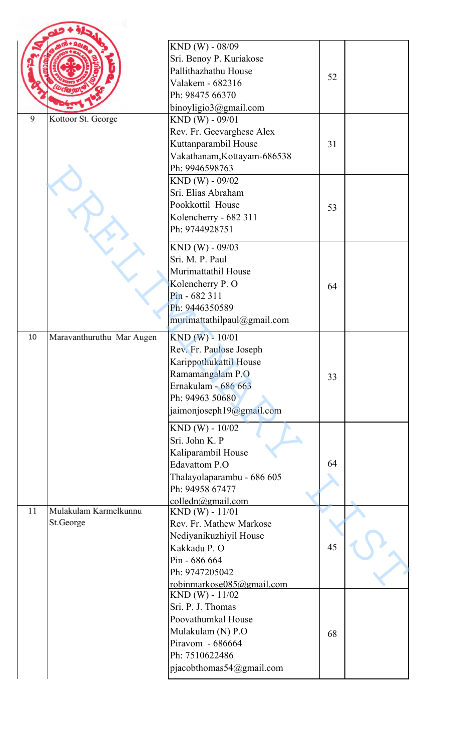| | | | | |
|---|---|---|---|---|
| | | KND (W) - 08/09<br>Sri. Benoy P. Kuriakose<br>Pallithazhathu House<br>Valakem - 682316<br>Ph: 98475 66370<br>binoyligio3@gmail.com | 52 | |
| 9 | Kottoor St. George | KND (W) - 09/01<br>Rev. Fr. Geevarghese Alex<br>Kuttanparambil House<br>Vakathanam,Kottayam-686538<br>Ph: 9946598763 | 31 | |
| | | KND (W) - 09/02<br>Sri. Elias Abraham<br>Pookkottil House<br>Kolencherry - 682 311<br>Ph: 9744928751 | 53 | |
| | | KND (W) - 09/03<br>Sri. M. P. Paul<br>Murimattathil House<br>Kolencherry P. O<br>Pin - 682 311<br>Ph: 9446350589<br>murimattathilpaul@gmail.com | 64 | |
| 10 | Maravanthuruthu Mar Augen | KND (W) - 10/01<br>Rev. Fr. Paulose Joseph<br>Karippothukattil House<br>Ramamangalam P.O<br>Ernakulam - 686 663<br>Ph: 94963 50680<br>jaimonjoseph19@gmail.com | 33 | |
| | | KND (W) - 10/02<br>Sri. John K. P<br>Kaliparambil House<br>Edavattom P.O<br>Thalayolaparambu - 686 605<br>Ph: 94958 67477<br>colledn@gmail.com | 64 | |
| 11 | Mulakulam Karmelkunnu St.George | KND (W) - 11/01<br>Rev. Fr. Mathew Markose<br>Nediyanikuzhiyil House<br>Kakkadu P. O<br>Pin - 686 664<br>Ph: 9747205042<br>robinmarkose085@gmail.com | 45 | |
| | | KND (W) - 11/02<br>Sri. P. J. Thomas<br>Poovathumkal House<br>Mulakulam (N) P.O<br>Piravom - 686664<br>Ph: 7510622486<br>pjacobthomas54@gmail.com | 68 | |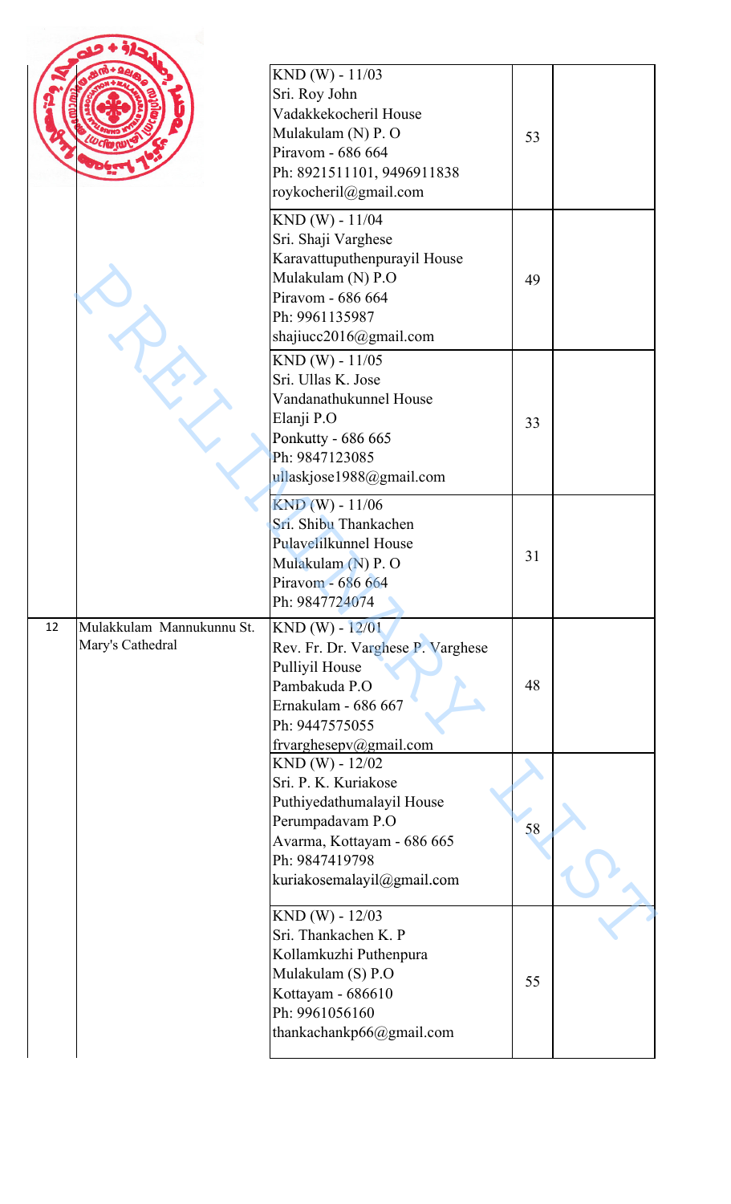| | | | | |
|---|---|---|---|---|
| | | KND (W) - 11/03<br>Sri. Roy John<br>Vadakkekocheril House<br>Mulakulam (N) P. O<br>Piravom - 686 664<br>Ph: 8921511101, 9496911838<br>roykocheril@gmail.com | 53 | |
| | | KND (W) - 11/04<br>Sri. Shaji Varghese<br>Karavattuputhenpurayil House<br>Mulakulam (N) P.O<br>Piravom - 686 664<br>Ph: 9961135987<br>shajiucc2016@gmail.com | 49 | |
| | | KND (W) - 11/05<br>Sri. Ullas K. Jose<br>Vandanathukunnel House<br>Elanji P.O<br>Ponkutty - 686 665<br>Ph: 9847123085<br>ullaskjose1988@gmail.com | 33 | |
| | | KND (W) - 11/06<br>Sri. Shibu Thankachen<br>Pulavelilkunnel House<br>Mulakulam (N) P. O<br>Piravom - 686 664<br>Ph: 9847724074 | 31 | |
| 12 | Mulakkulam Mannukunnu St. Mary's Cathedral | KND (W) - 12/01<br>Rev. Fr. Dr. Varghese P. Varghese<br>Pulliyil House<br>Pambakuda P.O<br>Ernakulam - 686 667<br>Ph: 9447575055<br>frvarghesepv@gmail.com | 48 | |
| | | KND (W) - 12/02<br>Sri. P. K. Kuriakose<br>Puthiyedathumalayil House<br>Perumpadavam P.O<br>Avarma, Kottayam - 686 665<br>Ph: 9847419798<br>kuriakosemalayil@gmail.com | 58 | |
| | | KND (W) - 12/03<br>Sri. Thankachen K. P<br>Kollamkuzhi Puthenpura<br>Mulakulam (S) P.O<br>Kottayam - 686610<br>Ph: 9961056160<br>thankachankp66@gmail.com | 55 | |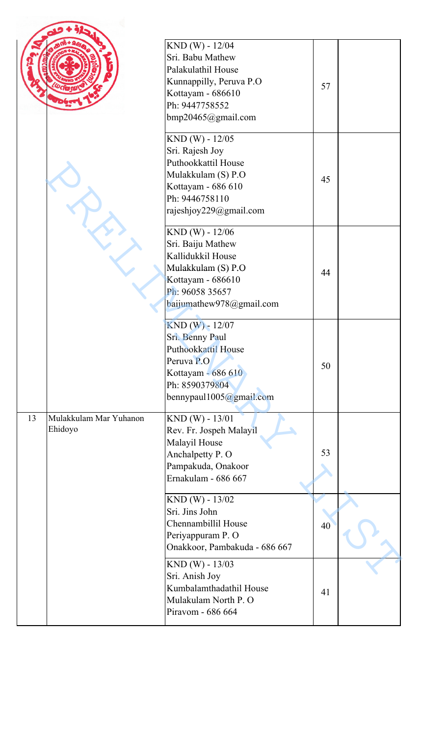| | | | | |
|---|---|---|---|---|
| | | KND (W) - 12/04<br>Sri. Babu Mathew<br>Palakulathil House<br>Kunnappilly, Peruva P.O<br>Kottayam - 686610<br>Ph: 9447758552<br>bmp20465@gmail.com | 57 | |
| | | KND (W) - 12/05<br>Sri. Rajesh Joy<br>Puthookkattil House<br>Mulakkulam (S) P.O<br>Kottayam - 686 610<br>Ph: 9446758110<br>rajeshjoy229@gmail.com | 45 | |
| | | KND (W) - 12/06<br>Sri. Baiju Mathew<br>Kallidukkil House<br>Mulakkulam (S) P.O<br>Kottayam - 686610<br>Ph: 96058 35657<br>baijumathew978@gmail.com | 44 | |
| | | KND (W) - 12/07<br>Sri. Benny Paul<br>Puthookkattil House<br>Peruva P.O<br>Kottayam - 686 610<br>Ph: 8590379804<br>bennypaul1005@gmail.com | 50 | |
| 13 | Mulakkulam Mar Yuhanon Ehidoyo | KND (W) - 13/01<br>Rev. Fr. Jospeh Malayil<br>Malayil House<br>Anchalpetty P. O<br>Pampakuda, Onakoor<br>Ernakulam - 686 667 | 53 | |
| | | KND (W) - 13/02<br>Sri. Jins John<br>Chennambillil House<br>Periyappuram P. O<br>Onakkoor, Pambakuda - 686 667 | 40 | |
| | | KND (W) - 13/03<br>Sri. Anish Joy<br>Kumbalamthadathil House<br>Mulakulam North P. O<br>Piravom - 686 664 | 41 | |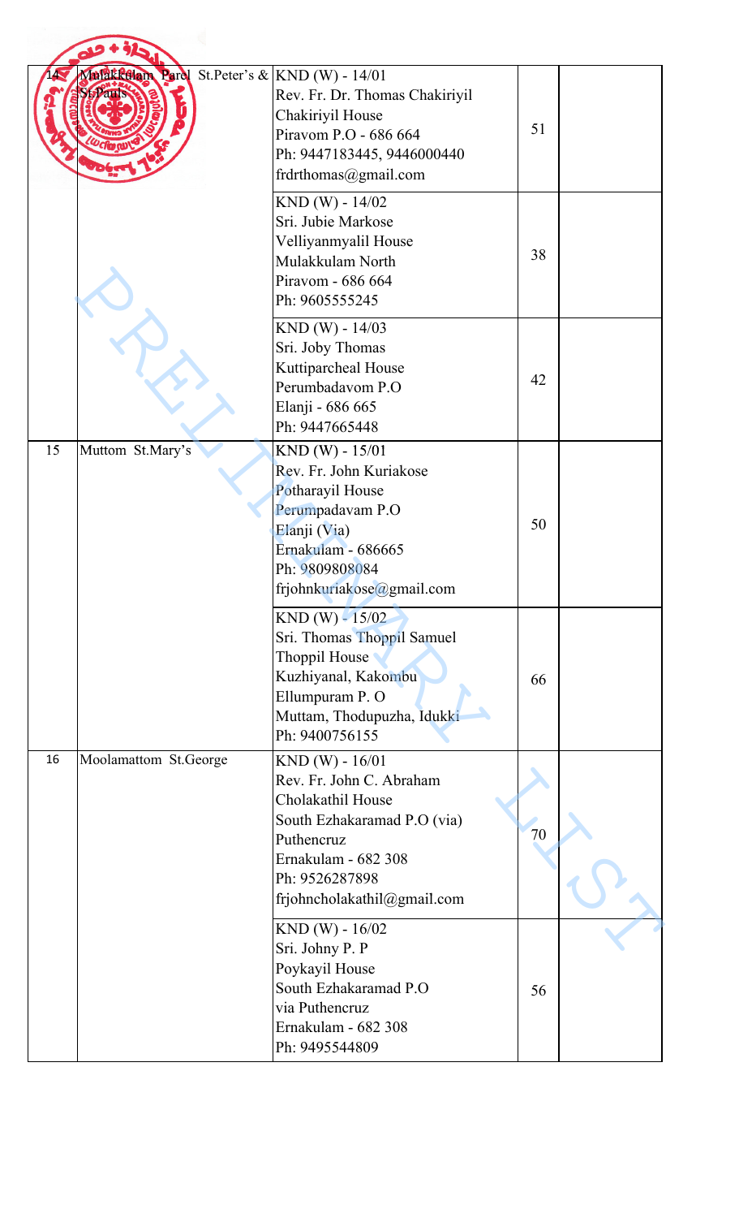| 14 | Mulakkulam Parel St.Peter's & St.Pauls | KND (W) - 14/01<br>Rev. Fr. Dr. Thomas Chakiriyil<br>Chakiriyil House<br>Piravom P.O - 686 664<br>Ph: 9447183445, 9446000440<br>frdrthomas@gmail.com | 51 | |
|---|---|---|---|---|
| | | KND (W) - 14/02<br>Sri. Jubie Markose<br>Velliyanmyalil House<br>Mulakkulam North<br>Piravom - 686 664<br>Ph: 9605555245 | 38 | |
| | | KND (W) - 14/03<br>Sri. Joby Thomas<br>Kuttiparcheal House<br>Perumbadavom P.O<br>Elanji - 686 665<br>Ph: 9447665448 | 42 | |
| 15 | Muttom St.Mary's | KND (W) - 15/01<br>Rev. Fr. John Kuriakose<br>Potharayil House<br>Perumpadavam P.O<br>Elanji (Via)<br>Ernakulam - 686665<br>Ph: 9809808084<br>frjohnkuriakose@gmail.com | 50 | |
| | | KND (W) - 15/02<br>Sri. Thomas Thoppil Samuel<br>Thoppil House<br>Kuzhiyanal, Kakombu<br>Ellumpuram P. O<br>Muttam, Thodupuzha, Idukki<br>Ph: 9400756155 | 66 | |
| 16 | Moolamattom St.George | KND (W) - 16/01<br>Rev. Fr. John C. Abraham<br>Cholakathil House<br>South Ezhakaramad P.O (via)<br>Puthencruz<br>Ernakulam - 682 308<br>Ph: 9526287898<br>frjohncholakathil@gmail.com | 70 | |
| | | KND (W) - 16/02<br>Sri. Johny P. P<br>Poykayil House<br>South Ezhakaramad P.O<br>via Puthencruz<br>Ernakulam - 682 308<br>Ph: 9495544809 | 56 | |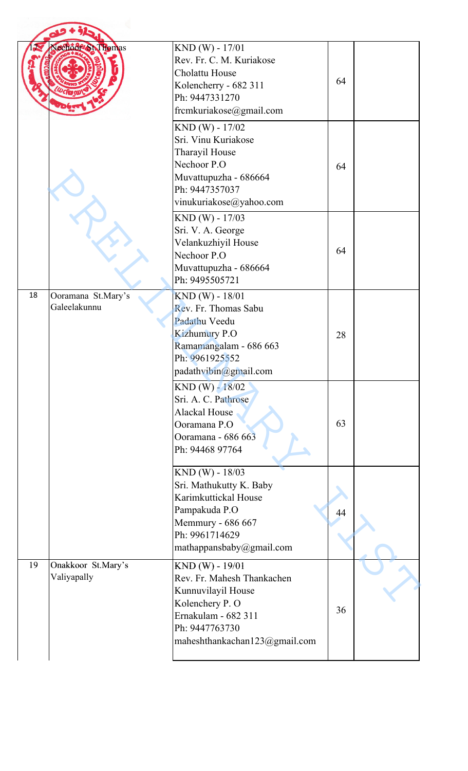| | | | | |
|---|---|---|---|---|
| 17 | Nechoor St.Thomas | KND (W) - 17/01<br>Rev. Fr. C. M. Kuriakose<br>Cholattu House<br>Kolencherry - 682 311<br>Ph: 9447331270<br>frcmkuriakose@gmail.com | 64 | |
| | | KND (W) - 17/02<br>Sri. Vinu Kuriakose<br>Tharayil House<br>Nechoor P.O<br>Muvattupuzha - 686664<br>Ph: 9447357037<br>vinukuriakose@yahoo.com | 64 | |
| | | KND (W) - 17/03<br>Sri. V. A. George<br>Velankuzhiyil House<br>Nechoor P.O<br>Muvattupuzha - 686664<br>Ph: 9495505721 | 64 | |
| 18 | Ooramana St.Mary's Galeelakunnu | KND (W) - 18/01<br>Rev. Fr. Thomas Sabu<br>Padathu Veedu<br>Kizhumury P.O<br>Ramamangalam - 686 663<br>Ph: 9961925552<br>padathvibin@gmail.com | 28 | |
| | | KND (W) - 18/02<br>Sri. A. C. Pathrose<br>Alackal House<br>Ooramana P.O<br>Ooramana - 686 663<br>Ph: 94468 97764 | 63 | |
| | | KND (W) - 18/03<br>Sri. Mathukutty K. Baby<br>Karimkuttickal House<br>Pampakuda P.O<br>Memmury - 686 667<br>Ph: 9961714629<br>mathappansbaby@gmail.com | 44 | |
| 19 | Onakkoor St.Mary's Valiyapally | KND (W) - 19/01<br>Rev. Fr. Mahesh Thankachen<br>Kunnuvilayil House<br>Kolenchery P. O<br>Ernakulam - 682 311<br>Ph: 9447763730<br>maheshthankachan123@gmail.com | 36 | |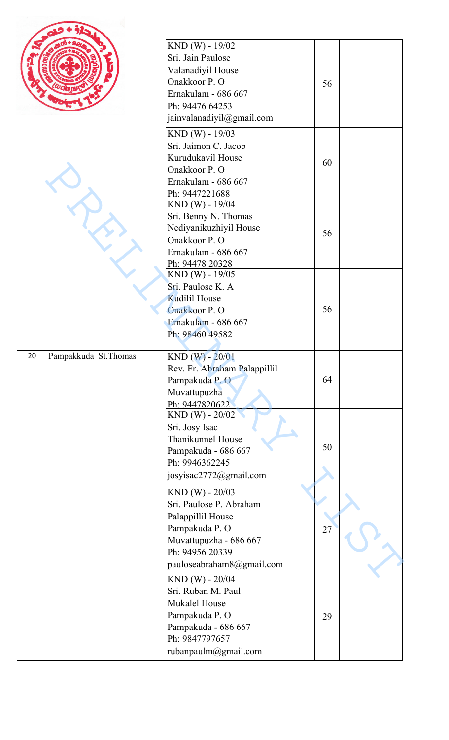| | | | | |
|---|---|---|---|---|
| | | KND (W) - 19/02<br>Sri. Jain Paulose<br>Valanadiyil House<br>Onakkoor P. O<br>Ernakulam - 686 667<br>Ph: 94476 64253<br>jainvalanadiyil@gmail.com | 56 | |
| | | KND (W) - 19/03<br>Sri. Jaimon C. Jacob<br>Kurudukavil House<br>Onakkoor P. O<br>Ernakulam - 686 667<br>Ph: 9447221688 | 60 | |
| | | KND (W) - 19/04<br>Sri. Benny N. Thomas<br>Nediyanikuzhiyil House<br>Onakkoor P. O<br>Ernakulam - 686 667<br>Ph: 94478 20328 | 56 | |
| | | KND (W) - 19/05<br>Sri. Paulose K. A<br>Kudilil House<br>Onakkoor P. O<br>Ernakulam - 686 667<br>Ph: 98460 49582 | 56 | |
| 20 | Pampakkuda St.Thomas | KND (W) - 20/01<br>Rev. Fr. Abraham Palappillil<br>Pampakuda P. O<br>Muvattupuzha<br>Ph: 9447820622 | 64 | |
| | | KND (W) - 20/02<br>Sri. Josy Isac<br>Thanikunnel House<br>Pampakuda - 686 667<br>Ph: 9946362245<br>josyisac2772@gmail.com | 50 | |
| | | KND (W) - 20/03<br>Sri. Paulose P. Abraham<br>Palappillil House<br>Pampakuda P. O<br>Muvattupuzha - 686 667<br>Ph: 94956 20339<br>pauloseabraham8@gmail.com | 27 | |
| | | KND (W) - 20/04<br>Sri. Ruban M. Paul<br>Mukalel House<br>Pampakuda P. O<br>Pampakuda - 686 667<br>Ph: 9847797657<br>rubanpaulm@gmail.com | 29 | |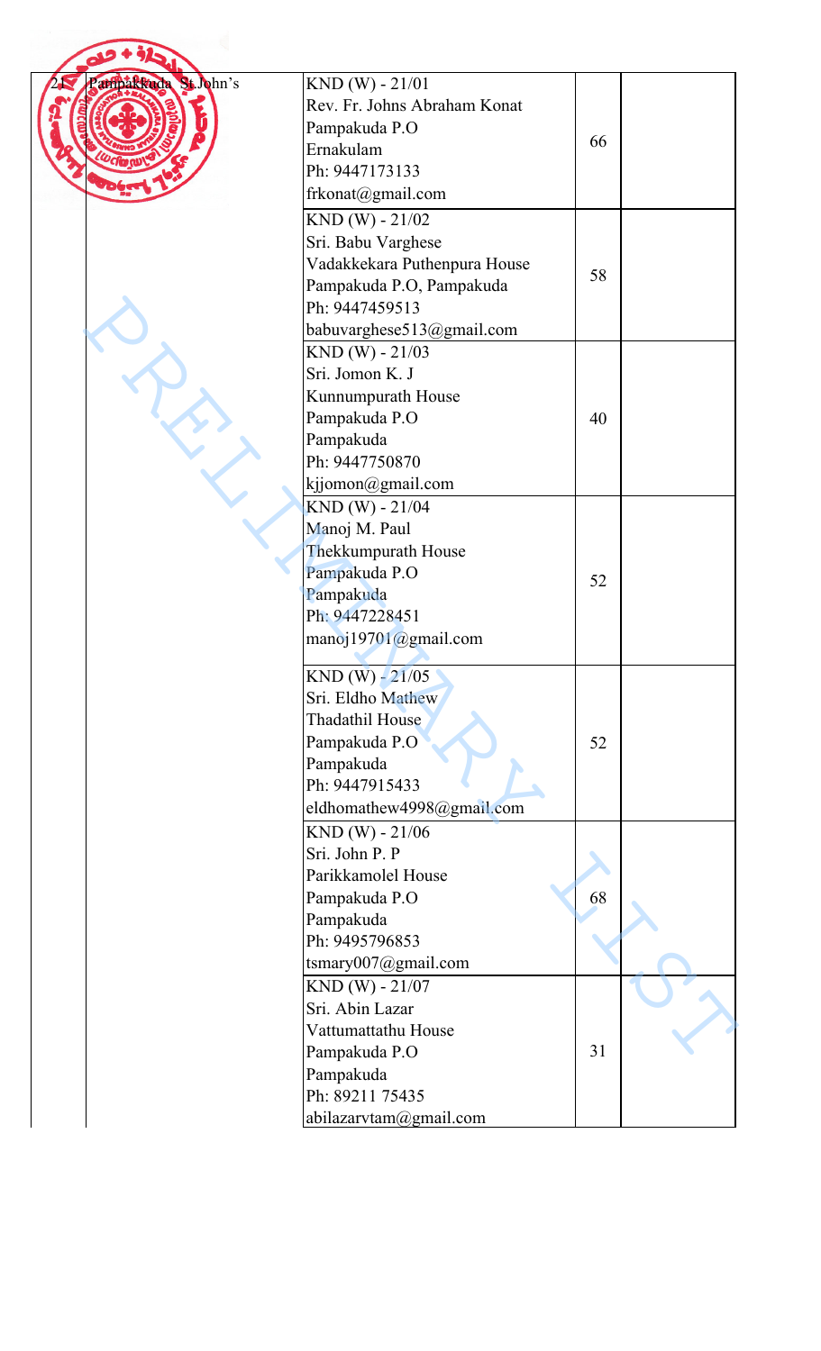| 21 | Pampakkuda St.John's | KND (W) - 21/01<br>Rev. Fr. Johns Abraham Konat<br>Pampakuda P.O<br>Ernakulam<br>Ph: 9447173133<br>frkonat@gmail.com | 66 | |
|---|---|---|---|---|
| | | KND (W) - 21/02<br>Sri. Babu Varghese<br>Vadakkekara Puthenpura House<br>Pampakuda P.O, Pampakuda<br>Ph: 9447459513<br>babuvarghese513@gmail.com | 58 | |
| | | KND (W) - 21/03<br>Sri. Jomon K. J<br>Kunnumpurath House<br>Pampakuda P.O<br>Pampakuda<br>Ph: 9447750870<br>kjjomon@gmail.com | 40 | |
| | | KND (W) - 21/04<br>Manoj M. Paul<br>Thekkumpurath House<br>Pampakuda P.O<br>Pampakuda<br>Ph: 9447228451<br>manoj19701@gmail.com | 52 | |
| | | KND (W) - 21/05<br>Sri. Eldho Mathew<br>Thadathil House<br>Pampakuda P.O<br>Pampakuda<br>Ph: 9447915433<br>eldhomathew4998@gmail.com | 52 | |
| | | KND (W) - 21/06<br>Sri. John P. P<br>Parikkamolel House<br>Pampakuda P.O<br>Pampakuda<br>Ph: 9495796853<br>tsmary007@gmail.com | 68 | |
| | | KND (W) - 21/07<br>Sri. Abin Lazar<br>Vattumattathu House<br>Pampakuda P.O<br>Pampakuda<br>Ph: 89211 75435<br>abilazarvtam@gmail.com | 31 | |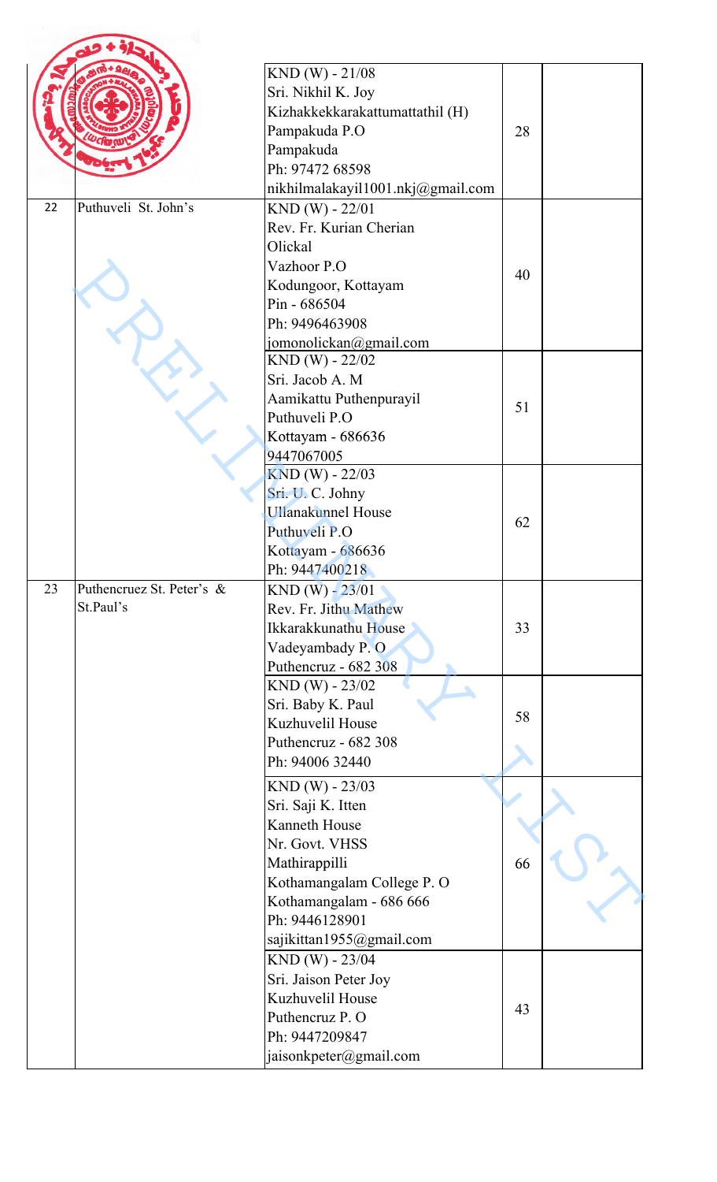| | | | | |
|---|---|---|---|---|
| | | KND (W) - 21/08<br>Sri. Nikhil K. Joy<br>Kizhakkekkarakattumattathil (H)<br>Pampakuda P.O<br>Pampakuda<br>Ph: 97472 68598<br>nikhilmalakayil1001.nkj@gmail.com | 28 | |
| 22 | Puthuveli St. John's | KND (W) - 22/01<br>Rev. Fr. Kurian Cherian<br>Olickal<br>Vazhoor P.O<br>Kodungoor, Kottayam<br>Pin - 686504<br>Ph: 9496463908<br>jomonolickan@gmail.com | 40 | |
| | | KND (W) - 22/02<br>Sri. Jacob A. M<br>Aamikattu Puthenpurayil<br>Puthuveli P.O<br>Kottayam - 686636<br>9447067005 | 51 | |
| | | KND (W) - 22/03<br>Sri. U. C. Johny<br>Ullanakunnel House<br>Puthuveli P.O<br>Kottayam - 686636<br>Ph: 9447400218 | 62 | |
| 23 | Puthencruez St. Peter's & St.Paul's | KND (W) - 23/01<br>Rev. Fr. Jithu Mathew<br>Ikkarakkunathu House<br>Vadeyambady P. O<br>Puthencruz - 682 308 | 33 | |
| | | KND (W) - 23/02<br>Sri. Baby K. Paul<br>Kuzhuvelil House<br>Puthencruz - 682 308<br>Ph: 94006 32440 | 58 | |
| | | KND (W) - 23/03<br>Sri. Saji K. Itten<br>Kanneth House<br>Nr. Govt. VHSS<br>Mathirappilli<br>Kothamangalam College P. O<br>Kothamangalam - 686 666<br>Ph: 9446128901<br>sajikittan1955@gmail.com | 66 | |
| | | KND (W) - 23/04<br>Sri. Jaison Peter Joy<br>Kuzhuvelil House<br>Puthencruz P. O<br>Ph: 9447209847<br>jaisonkpeter@gmail.com | 43 | |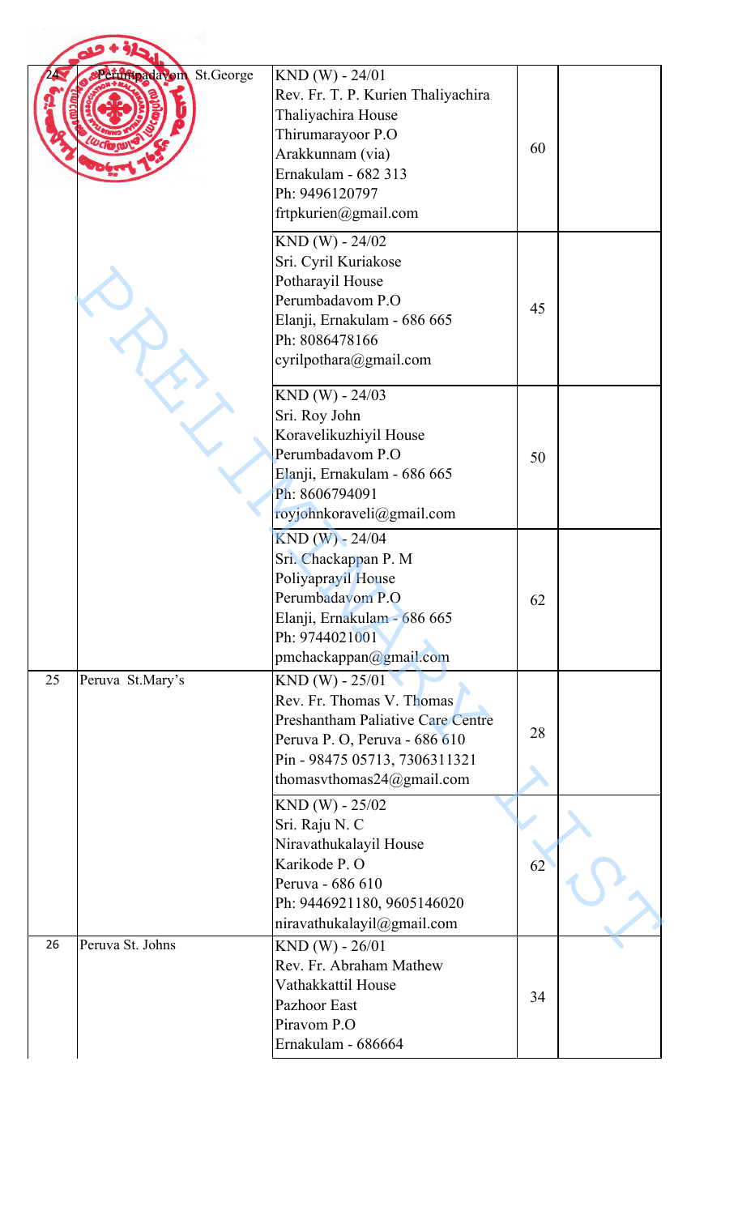| 24 | Perumpadavom St.George | KND (W) - 24/01<br>Rev. Fr. T. P. Kurien Thaliyachira<br>Thaliyachira House<br>Thirumarayoor P.O<br>Arakkunnam (via)<br>Ernakulam - 682 313<br>Ph: 9496120797<br>frtpkurien@gmail.com | 60 | |
|---|---|---|---|---|
| | | KND (W) - 24/02<br>Sri. Cyril Kuriakose<br>Potharayil House<br>Perumbadavom P.O<br>Elanji, Ernakulam - 686 665<br>Ph: 8086478166<br>cyrilpothara@gmail.com | 45 | |
| | | KND (W) - 24/03<br>Sri. Roy John<br>Koravelikuzhiyil House<br>Perumbadavom P.O<br>Elanji, Ernakulam - 686 665<br>Ph: 8606794091<br>royjohnkoraveli@gmail.com | 50 | |
| | | KND (W) - 24/04<br>Sri. Chackappan P. M<br>Poliyaprayil House<br>Perumbadavom P.O<br>Elanji, Ernakulam - 686 665<br>Ph: 9744021001<br>pmchackappan@gmail.com | 62 | |
| 25 | Peruva St.Mary's | KND (W) - 25/01<br>Rev. Fr. Thomas V. Thomas<br>Preshantham Paliative Care Centre<br>Peruva P. O, Peruva - 686 610<br>Pin - 98475 05713, 7306311321<br>thomasvthomas24@gmail.com | 28 | |
| | | KND (W) - 25/02<br>Sri. Raju N. C<br>Niravathukalayil House<br>Karikode P. O<br>Peruva - 686 610<br>Ph: 9446921180, 9605146020<br>niravathukalayil@gmail.com | 62 | |
| 26 | Peruva St. Johns | KND (W) - 26/01<br>Rev. Fr. Abraham Mathew<br>Vathakkattil House<br>Pazhoor East<br>Piravom P.O<br>Ernakulam - 686664 | 34 | |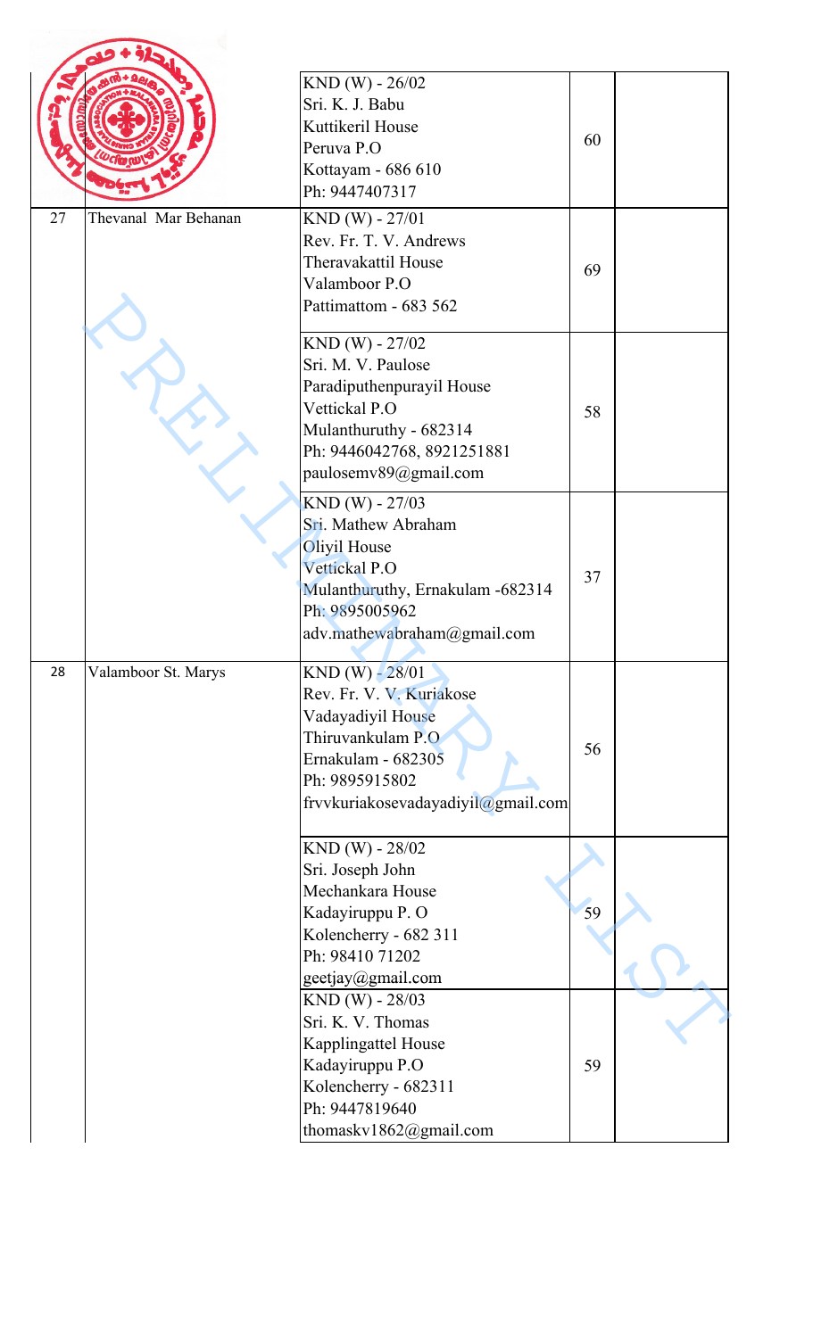| | | | | |
|---|---|---|---|---|
| | | KND (W) - 26/02<br>Sri. K. J. Babu<br>Kuttikeril House<br>Peruva P.O<br>Kottayam - 686 610<br>Ph: 9447407317 | 60 | |
| 27 | Thevanal Mar Behanan | KND (W) - 27/01<br>Rev. Fr. T. V. Andrews<br>Theravakattil House<br>Valamboor P.O<br>Pattimattom - 683 562 | 69 | |
| | | KND (W) - 27/02<br>Sri. M. V. Paulose<br>Paradiputhenpurayil House<br>Vettickal P.O<br>Mulanthuruthy - 682314<br>Ph: 9446042768, 8921251881<br>paulosemv89@gmail.com | 58 | |
| | | KND (W) - 27/03<br>Sri. Mathew Abraham<br>Oliyil House<br>Vettickal P.O<br>Mulanthuruthy, Ernakulam -682314<br>Ph: 9895005962<br>adv.mathewabraham@gmail.com | 37 | |
| 28 | Valamboor St. Marys | KND (W) - 28/01<br>Rev. Fr. V. V. Kuriakose<br>Vadayadiyil House<br>Thiruvankulam P.O<br>Ernakulam - 682305<br>Ph: 9895915802<br>frvvkuriakosevadayadiyil@gmail.com | 56 | |
| | | KND (W) - 28/02<br>Sri. Joseph John<br>Mechankara House<br>Kadayiruppu P. O<br>Kolencherry - 682 311<br>Ph: 98410 71202<br>geetjay@gmail.com | 59 | |
| | | KND (W) - 28/03<br>Sri. K. V. Thomas<br>Kapplingattel House<br>Kadayiruppu P.O<br>Kolencherry - 682311<br>Ph: 9447819640<br>thomaskv1862@gmail.com | 59 | |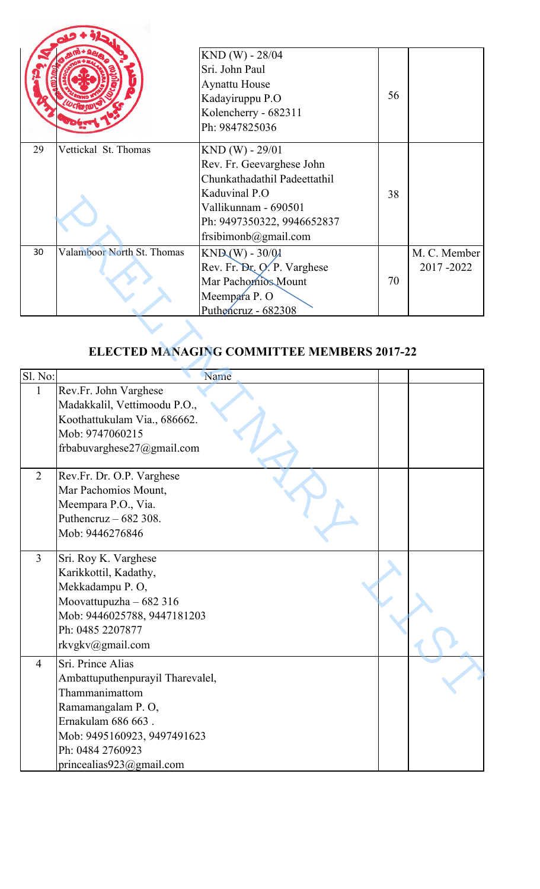| | | | | |
|---|---|---|---|---|
| | | KND (W) - 28/04<br>Sri. John Paul<br>Aynattu House<br>Kadayiruppu P.O<br>Kolencherry - 682311<br>Ph: 9847825036 | 56 | |
| 29 | Vettickal St. Thomas | KND (W) - 29/01<br>Rev. Fr. Geevarghese John<br>Chunkathadathil Padeettathil<br>Kaduvinal P.O<br>Vallikunnam - 690501<br>Ph: 9497350322, 9946652837<br>frsibimonb@gmail.com | 38 | |
| 30 | Valamboor North St. Thomas | KND (W) - 30/01<br>Rev. Fr. Dr. O. P. Varghese<br>Mar Pachomios Mount<br>Meempara P. O<br>Puthencruz - 682308 | 70 | M. C. Member<br>2017 -2022 |

## ELECTED MANAGING COMMITTEE MEMBERS 2017-22

| Sl. No: | Name | | |
|---|---|---|---|
| 1 | Rev.Fr. John Varghese<br>Madakkalil, Vettimoodu P.O.,<br>Koothattukulam Via., 686662.<br>Mob: 9747060215<br>frbabuvarghese27@gmail.com | | |
| 2 | Rev.Fr. Dr. O.P. Varghese<br>Mar Pachomios Mount,<br>Meempara P.O., Via.<br>Puthencruz – 682 308.<br>Mob: 9446276846 | | |
| 3 | Sri. Roy K. Varghese<br>Karikkottil, Kadathy,<br>Mekkadampu P. O,<br>Moovattupuzha – 682 316<br>Mob: 9446025788, 9447181203<br>Ph: 0485 2207877<br>rkvgkv@gmail.com | | |
| 4 | Sri. Prince Alias<br>Ambattuputhenpurayil Tharevalel,<br>Thammanimattom<br>Ramamangalam P. O,<br>Ernakulam 686 663 .<br>Mob: 9495160923, 9497491623<br>Ph: 0484 2760923<br>princealias923@gmail.com | | |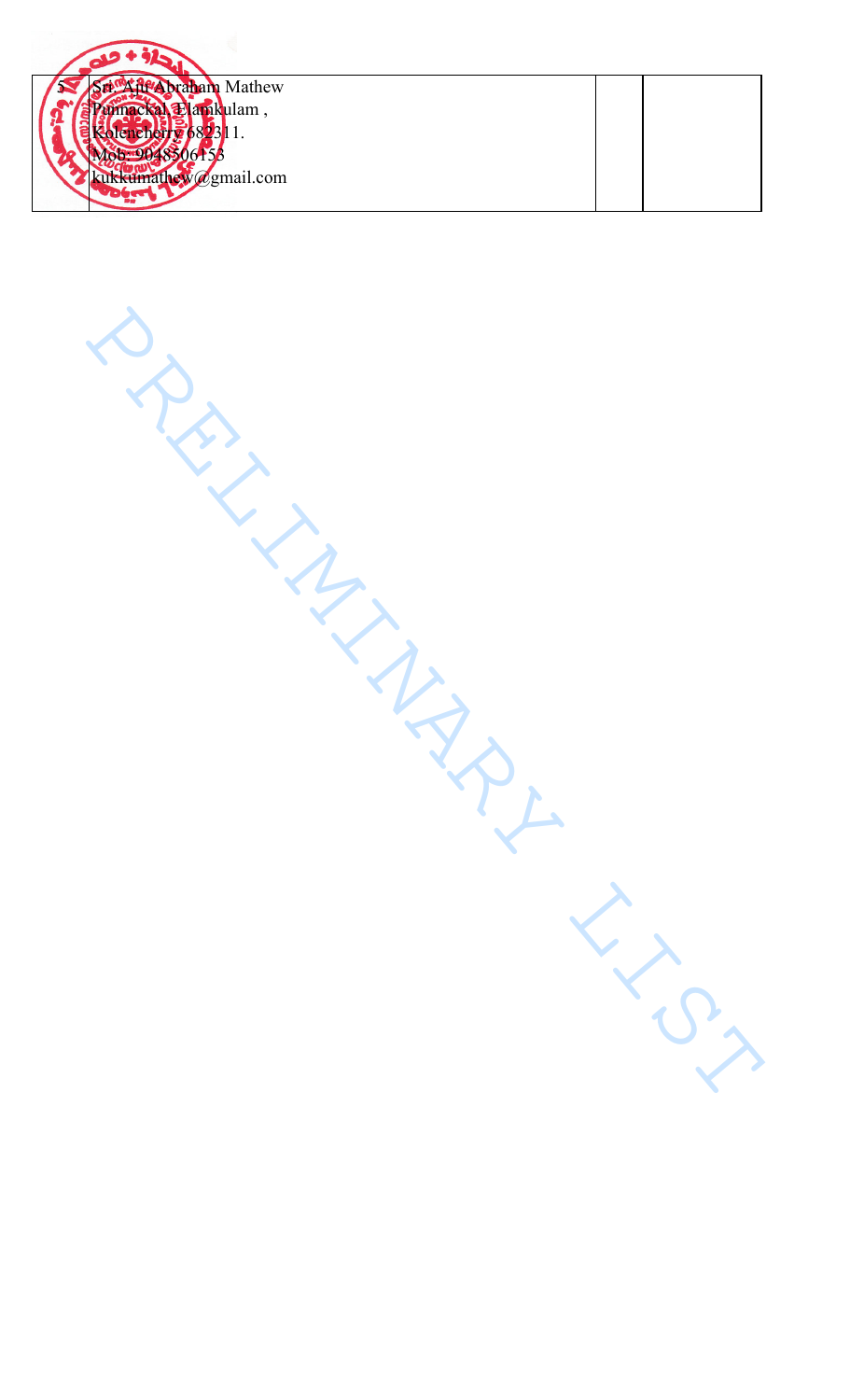| | | | |
|---|---|---|---|
| 5 | Sri. Aju Abraham Mathew<br>Punnackal, Elamkulam ,<br>Kolencherry 682311.<br>Mob: 9048506153<br>kukkumathew@gmail.com | | |

PRELIMINARY LIST